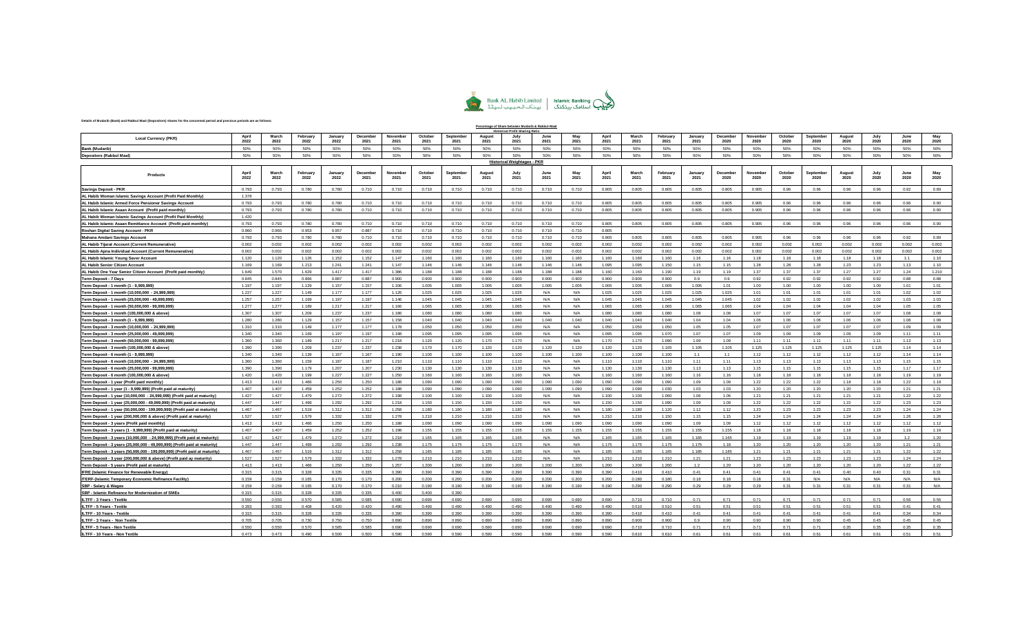Bank AL Habib Limited | Islamic Banking

Details of Mudarib (Bank) and Rabbul Maal (Depositors) shares for the concerned period and previous periods are as follows:

**Percentage of Share between Mudarib & Rabbul-Maal**

**Historical Profit Sharing Ratio**

| Local Currency (PKR) | April 2022 | March 2022 | February 2022 | January 2022 | December 2021 | November 2021 | October 2021 | September 2021 | August 2021 | July 2021 | June 2021 | May 2021 | April 2021 | March 2021 | February 2021 | January 2021 | December 2020 | November 2020 | October 2020 | September 2020 | August 2020 | July 2020 | June 2020 | May 2020 |
|---|---|---|---|---|---|---|---|---|---|---|---|---|---|---|---|---|---|---|---|---|---|---|---|---|
| Bank (Mudarib) | 50% | 50% | 50% | 50% | 50% | 50% | 50% | 50% | 50% | 50% | 50% | 50% | 50% | 50% | 50% | 50% | 50% | 50% | 50% | 50% | 50% | 50% | 50% | 50% |
| Depositors (Rabbul Maal) | 50% | 50% | 50% | 50% | 50% | 50% | 50% | 50% | 50% | 50% | 50% | 50% | 50% | 50% | 50% | 50% | 50% | 50% | 50% | 50% | 50% | 50% | 50% | 50% |

**Historical Weightages - PKR**

| Products | April 2022 | March 2022 | February 2022 | January 2022 | December 2021 | November 2021 | October 2021 | September 2021 | August 2021 | July 2021 | June 2021 | May 2021 | April 2021 | March 2021 | February 2021 | January 2021 | December 2020 | November 2020 | October 2020 | September 2020 | August 2020 | July 2020 | June 2020 | May 2020 |
|---|---|---|---|---|---|---|---|---|---|---|---|---|---|---|---|---|---|---|---|---|---|---|---|---|
| Savings Deposit - PKR | 0.793 | 0.793 | 0.780 | 0.780 | 0.710 | 0.710 | 0.710 | 0.710 | 0.710 | 0.710 | 0.710 | 0.710 | 0.805 | 0.805 | 0.805 | 0.805 | 0.805 | 0.905 | 0.96 | 0.96 | 0.96 | 0.96 | 0.92 | 0.89 |
| AL Habib Woman Islamic Savings Account (Profit Paid Monthly) | 1.378 | | | | | | | | | | | | | | | | | | | | | | | |
| AL Habib Islamic Armed Force Pensioner Savings Account | 0.793 | 0.793 | 0.780 | 0.780 | 0.710 | 0.710 | 0.710 | 0.710 | 0.710 | 0.710 | 0.710 | 0.710 | 0.805 | 0.805 | 0.805 | 0.805 | 0.805 | 0.905 | 0.96 | 0.96 | 0.96 | 0.96 | 0.96 | 0.90 |
| AL Habib Islamic Asaan Account (Profit paid monthly) | 0.793 | 0.793 | 0.780 | 0.780 | 0.710 | 0.710 | 0.710 | 0.710 | 0.710 | 0.710 | 0.710 | 0.710 | 0.805 | 0.805 | 0.805 | 0.805 | 0.805 | 0.905 | 0.96 | 0.96 | 0.96 | 0.96 | 0.96 | 0.90 |
| AL Habib Woman Islamic Savings Account (Profit Paid Monthly) | 1.420 | | | | | | | | | | | | | | | | | | | | | | | |
| AL Habib Islamic Asaan Remittance Account (Profit paid monthly) | 0.793 | 0.793 | 0.780 | 0.780 | 0.710 | 0.710 | 0.710 | 0.710 | 0.710 | 0.710 | 0.710 | 0.710 | 0.805 | 0.805 | 0.805 | 0.805 | 0.805 | 0.905 | 0.96 | 0.96 | 0.96 | 0.96 | 0.96 | 0.90 |
| Roshan Digital Saving Account - PKR | 0.960 | 0.960 | 0.953 | 0.957 | 0.887 | 0.710 | 0.710 | 0.710 | 0.710 | 0.710 | 0.710 | 0.710 | 0.805 | | | | | | | | | | | |
| Mahana Amdani Savings Account | 0.793 | 0.793 | 0.780 | 0.780 | 0.710 | 0.710 | 0.710 | 0.710 | 0.710 | 0.710 | 0.710 | 0.710 | 0.805 | 0.805 | 0.805 | 0.805 | 0.805 | 0.905 | 0.96 | 0.96 | 0.96 | 0.96 | 0.92 | 0.89 |
| AL Habib Tijarat Account (Current Remunerative) | 0.002 | 0.002 | 0.002 | 0.002 | 0.002 | 0.002 | 0.002 | 0.002 | 0.002 | 0.002 | 0.002 | 0.002 | 0.002 | 0.002 | 0.002 | 0.002 | 0.002 | 0.002 | 0.002 | 0.002 | 0.002 | 0.002 | 0.002 | 0.002 |
| AL Habib Apna Individual Account (Current Remunerative) | 0.002 | 0.002 | 0.002 | 0.002 | 0.002 | 0.002 | 0.002 | 0.002 | 0.002 | 0.002 | 0.002 | 0.002 | 0.002 | 0.002 | 0.002 | 0.002 | 0.002 | 0.002 | 0.002 | 0.002 | 0.002 | 0.002 | 0.002 | 0.002 |
| AL Habib Islamic Young Saver Account | 1.120 | 1.120 | 1.126 | 1.152 | 1.152 | 1.147 | 1.160 | 1.160 | 1.160 | 1.160 | 1.160 | 1.160 | 1.160 | 1.160 | 1.160 | 1.16 | 1.16 | 1.18 | 1.18 | 1.18 | 1.18 | 1.18 | 1.1 | 1.10 |
| AL Habib Senior Citizen Account | 1.169 | 1.169 | 1.213 | 1.241 | 1.241 | 1.147 | 1.146 | 1.146 | 1.146 | 1.146 | 1.146 | 1.146 | 1.095 | 1.095 | 1.150 | 1.15 | 1.15 | 1.28 | 1.28 | 1.28 | 1.23 | 1.23 | 1.13 | 1.10 |
| AL Habib One Year Senior Citizen Account (Profit paid monthly) | 1.649 | 1.570 | 1.629 | 1.417 | 1.417 | 1.386 | 1.188 | 1.188 | 1.188 | 1.188 | 1.188 | 1.188 | 1.160 | 1.160 | 1.190 | 1.19 | 1.19 | 1.37 | 1.37 | 1.37 | 1.27 | 1.27 | 1.24 | 1.210 |
| Term Deposit - 7 Days | 0.845 | 0.845 | 0.866 | 0.887 | 0.887 | 0.900 | 0.900 | 0.900 | 0.900 | 0.900 | 0.900 | 0.900 | 0.900 | 0.900 | 0.900 | 0.9 | 0.9 | 0.92 | 0.92 | 0.92 | 0.92 | 0.92 | 0.88 | 0.88 |
| Term Deposit - 1 month (1 - 9,999,999) | 1.197 | 1.197 | 1.129 | 1.157 | 1.157 | 1.106 | 1.005 | 1.005 | 1.005 | 1.005 | 1.005 | 1.005 | 1.005 | 1.005 | 1.005 | 1.005 | 1.01 | 1.00 | 1.00 | 1.00 | 1.00 | 1.00 | 1.01 | 1.01 |
| Term Deposit - 1 month (10,000,000 - 24,999,999) | 1.227 | 1.227 | 1.149 | 1.177 | 1.177 | 1.126 | 1.025 | 1.025 | 1.025 | 1.025 | N/A | N/A | 1.025 | 1.025 | 1.025 | 1.025 | 1.025 | 1.01 | 1.01 | 1.01 | 1.01 | 1.01 | 1.02 | 1.02 |
| Term Deposit - 1 month (25,000,000 - 49,999,999) | 1.257 | 1.257 | 1.169 | 1.197 | 1.197 | 1.146 | 1.045 | 1.045 | 1.045 | 1.045 | N/A | N/A | 1.045 | 1.045 | 1.045 | 1.045 | 1.045 | 1.02 | 1.02 | 1.02 | 1.02 | 1.02 | 1.03 | 1.03 |
| Term Deposit - 1 month (50,000,000 - 99,999,999) | 1.277 | 1.277 | 1.189 | 1.217 | 1.217 | 1.166 | 1.065 | 1.065 | 1.065 | 1.065 | N/A | N/A | 1.065 | 1.065 | 1.065 | 1.065 | 1.065 | 1.04 | 1.04 | 1.04 | 1.04 | 1.04 | 1.05 | 1.05 |
| Term Deposit - 1 month (100,000,000 & above) | 1.307 | 1.307 | 1.209 | 1.237 | 1.237 | 1.186 | 1.080 | 1.080 | 1.080 | 1.080 | N/A | N/A | 1.080 | 1.080 | 1.080 | 1.08 | 1.08 | 1.07 | 1.07 | 1.07 | 1.07 | 1.07 | 1.08 | 1.08 |
| Term Deposit - 3 month (1 - 9,999,999) | 1.280 | 1.280 | 1.129 | 1.157 | 1.157 | 1.158 | 1.040 | 1.040 | 1.040 | 1.040 | 1.040 | 1.040 | 1.040 | 1.040 | 1.040 | 1.04 | 1.04 | 1.06 | 1.06 | 1.06 | 1.06 | 1.06 | 1.08 | 1.08 |
| Term Deposit - 3 month (10,000,000 - 24,999,999) | 1.310 | 1.310 | 1.149 | 1.177 | 1.177 | 1.178 | 1.050 | 1.050 | 1.050 | 1.050 | N/A | N/A | 1.050 | 1.050 | 1.050 | 1.05 | 1.05 | 1.07 | 1.07 | 1.07 | 1.07 | 1.07 | 1.09 | 1.09 |
| Term Deposit - 3 month (25,000,000 - 49,999,999) | 1.340 | 1.340 | 1.169 | 1.197 | 1.197 | 1.198 | 1.095 | 1.095 | 1.095 | 1.095 | N/A | N/A | 1.095 | 1.095 | 1.070 | 1.07 | 1.07 | 1.09 | 1.09 | 1.09 | 1.09 | 1.09 | 1.11 | 1.11 |
| Term Deposit - 3 month (50,000,000 - 99,999,999) | 1.360 | 1.360 | 1.189 | 1.217 | 1.217 | 1.218 | 1.120 | 1.120 | 1.170 | 1.170 | N/A | N/A | 1.170 | 1.170 | 1.090 | 1.09 | 1.09 | 1.11 | 1.11 | 1.11 | 1.11 | 1.11 | 1.13 | 1.13 |
| Term Deposit - 3 month (100,000,000 & above) | 1.390 | 1.390 | 1.209 | 1.237 | 1.237 | 1.238 | 1.170 | 1.170 | 1.120 | 1.120 | 1.120 | 1.120 | 1.120 | 1.120 | 1.105 | 1.105 | 1.105 | 1.125 | 1.125 | 1.125 | 1.125 | 1.125 | 1.14 | 1.14 |
| Term Deposit - 6 month (1 - 9,999,999) | 1.340 | 1.340 | 1.139 | 1.167 | 1.167 | 1.190 | 1.100 | 1.100 | 1.100 | 1.100 | 1.100 | 1.100 | 1.100 | 1.100 | 1.100 | 1.1 | 1.1 | 1.12 | 1.12 | 1.12 | 1.12 | 1.12 | 1.14 | 1.14 |
| Term Deposit - 6 month (10,000,000 - 24,999,999) | 1.360 | 1.360 | 1.159 | 1.187 | 1.187 | 1.210 | 1.110 | 1.110 | 1.110 | 1.110 | N/A | N/A | 1.110 | 1.110 | 1.110 | 1.11 | 1.11 | 1.13 | 1.13 | 1.13 | 1.13 | 1.13 | 1.15 | 1.15 |
| Term Deposit - 6 month (25,000,000 - 99,999,999) | 1.390 | 1.390 | 1.179 | 1.207 | 1.207 | 1.230 | 1.130 | 1.130 | 1.130 | 1.130 | N/A | N/A | 1.130 | 1.130 | 1.130 | 1.13 | 1.13 | 1.15 | 1.15 | 1.15 | 1.15 | 1.15 | 1.17 | 1.17 |
| Term Deposit - 6 month (100,000,000 & above) | 1.420 | 1.420 | 1.199 | 1.227 | 1.227 | 1.250 | 1.160 | 1.160 | 1.160 | 1.160 | N/A | N/A | 1.160 | 1.160 | 1.160 | 1.16 | 1.16 | 1.18 | 1.18 | 1.18 | 1.18 | 1.18 | 1.19 | 1.19 |
| Term Deposit - 1 year (Profit paid monthly) | 1.413 | 1.413 | 1.466 | 1.250 | 1.250 | 1.188 | 1.090 | 1.090 | 1.090 | 1.090 | 1.090 | 1.090 | 1.090 | 1.090 | 1.090 | 1.09 | 1.09 | 1.22 | 1.22 | 1.22 | 1.18 | 1.18 | 1.22 | 1.19 |
| Term Deposit - 1 year (1 - 9,999,999) (Profit paid at maturity) | 1.407 | 1.407 | 1.459 | 1.252 | 1.252 | 1.188 | 1.090 | 1.090 | 1.090 | 1.090 | 1.090 | 1.090 | 1.090 | 1.090 | 1.030 | 1.03 | 1.03 | 1.20 | 1.20 | 1.20 | 1.20 | 1.20 | 1.21 | 1.21 |
| Term Deposit - 1 year (10,000,000 - 24,999,999) (Profit paid at maturity) | 1.427 | 1.427 | 1.479 | 1.272 | 1.272 | 1.198 | 1.100 | 1.100 | 1.100 | 1.100 | N/A | N/A | 1.100 | 1.100 | 1.060 | 1.06 | 1.06 | 1.21 | 1.21 | 1.21 | 1.21 | 1.21 | 1.22 | 1.22 |
| Term Deposit - 1 year (25,000,000 - 49,999,999) (Profit paid at maturity) | 1.447 | 1.447 | 1.499 | 1.292 | 1.292 | 1.218 | 1.150 | 1.150 | 1.150 | 1.150 | N/A | N/A | 1.150 | 1.150 | 1.090 | 1.09 | 1.09 | 1.22 | 1.22 | 1.22 | 1.22 | 1.22 | 1.23 | 1.23 |
| Term Deposit - 1 year (50,000,000 - 199,999,999) (Profit paid at maturity) | 1.467 | 1.467 | 1.519 | 1.312 | 1.312 | 1.258 | 1.180 | 1.180 | 1.180 | 1.180 | N/A | N/A | 1.180 | 1.180 | 1.120 | 1.12 | 1.12 | 1.23 | 1.23 | 1.23 | 1.23 | 1.23 | 1.24 | 1.24 |
| Term Deposit - 1 year (200,000,000 & above) (Profit paid at maturity) | 1.527 | 1.527 | 1.579 | 1.332 | 1.332 | 1.278 | 1.210 | 1.210 | 1.210 | 1.210 | N/A | N/A | 1.210 | 1.210 | 1.150 | 1.15 | 1.15 | 1.24 | 1.24 | 1.24 | 1.24 | 1.24 | 1.26 | 1.26 |
| Term Deposit - 3 years (Profit paid monthly) | 1.413 | 1.413 | 1.466 | 1.250 | 1.250 | 1.188 | 1.090 | 1.090 | 1.090 | 1.090 | 1.090 | 1.090 | 1.090 | 1.090 | 1.090 | 1.09 | 1.09 | 1.12 | 1.12 | 1.12 | 1.12 | 1.12 | 1.12 | 1.12 |
| Term Deposit - 3 years (1 - 9,999,999) (Profit paid at maturity) | 1.407 | 1.407 | 1.459 | 1.252 | 1.252 | 1.198 | 1.155 | 1.155 | 1.155 | 1.155 | 1.155 | 1.155 | 1.155 | 1.155 | 1.155 | 1.155 | 1.155 | 1.18 | 1.18 | 1.18 | 1.18 | 1.18 | 1.19 | 1.19 |
| Term Deposit - 3 years (10,000,000 - 24,999,999) (Profit paid at maturity) | 1.427 | 1.427 | 1.479 | 1.272 | 1.272 | 1.218 | 1.165 | 1.165 | 1.165 | 1.165 | N/A | N/A | 1.165 | 1.165 | 1.165 | 1.165 | 1.165 | 1.19 | 1.19 | 1.19 | 1.19 | 1.19 | 1.2 | 1.20 |
| Term Deposit - 3 years (25,000,000 - 49,999,999) (Profit paid at maturity) | 1.447 | 1.447 | 1.499 | 1.292 | 1.292 | 1.238 | 1.175 | 1.175 | 1.175 | 1.175 | N/A | N/A | 1.175 | 1.175 | 1.175 | 1.175 | 1.18 | 1.20 | 1.20 | 1.20 | 1.20 | 1.20 | 1.21 | 1.21 |
| Term Deposit - 3 years (50,000,000 - 199,999,999) (Profit paid at maturity) | 1.467 | 1.467 | 1.519 | 1.312 | 1.312 | 1.258 | 1.185 | 1.185 | 1.185 | 1.185 | N/A | N/A | 1.185 | 1.185 | 1.185 | 1.185 | 1.185 | 1.21 | 1.21 | 1.21 | 1.21 | 1.21 | 1.22 | 1.22 |
| Term Deposit - 3 year (200,000,000 & above) (Profit paid ay maturity) | 1.527 | 1.527 | 1.579 | 1.332 | 1.332 | 1.278 | 1.210 | 1.210 | 1.210 | 1.210 | N/A | N/A | 1.210 | 1.210 | 1.210 | 1.21 | 1.21 | 1.23 | 1.23 | 1.23 | 1.23 | 1.23 | 1.24 | 1.24 |
| Term Deposit - 5 years (Profit paid at maturity) | 1.413 | 1.413 | 1.466 | 1.250 | 1.250 | 1.257 | 1.200 | 1.200 | 1.200 | 1.200 | 1.200 | 1.200 | 1.200 | 1.200 | 1.200 | 1.2 | 1.20 | 1.20 | 1.20 | 1.20 | 1.20 | 1.20 | 1.22 | 1.22 |
| IFRE (Islamic Finance for Renewable Energy) | 0.315 | 0.315 | 0.328 | 0.335 | 0.335 | 0.390 | 0.390 | 0.390 | 0.390 | 0.390 | 0.390 | 0.390 | 0.390 | 0.410 | 0.410 | 0.41 | 0.41 | 0.41 | 0.41 | 0.41 | 0.40 | 0.40 | 0.31 | 0.31 |
| ITERF-(Islamic Temporary Economic Refinance Facility) | 0.159 | 0.159 | 0.165 | 0.170 | 0.170 | 0.200 | 0.200 | 0.200 | 0.200 | 0.200 | 0.200 | 0.200 | 0.200 | 0.180 | 0.180 | 0.18 | 0.18 | 0.18 | 0.31 | N/A | N/A | N/A | N/A | N/A |
| SBP - Salary & Wages | 0.159 | 0.159 | 0.165 | 0.170 | 0.170 | 0.210 | 0.190 | 0.190 | 0.190 | 0.190 | 0.190 | 0.190 | 0.190 | 0.290 | 0.290 | 0.29 | 0.29 | 0.29 | 0.31 | 0.31 | 0.31 | 0.31 | 0.31 | N/A |
| SBP - Islamic Refinance for Modernization of SMEs | 0.315 | 0.315 | 0.328 | 0.335 | 0.335 | 0.400 | 0.400 | 0.390 | | | | | | | | | | | | | | | | |
| ILTFF - 3 Years - Textile | 0.550 | 0.550 | 0.570 | 0.585 | 0.585 | 0.690 | 0.690 | 0.690 | 0.690 | 0.690 | 0.690 | 0.690 | 0.690 | 0.710 | 0.710 | 0.71 | 0.71 | 0.71 | 0.71 | 0.71 | 0.71 | 0.71 | 0.56 | 0.56 |
| ILTFF - 5 Years - Textile | 0.393 | 0.393 | 0.408 | 0.420 | 0.420 | 0.490 | 0.490 | 0.490 | 0.490 | 0.490 | 0.490 | 0.490 | 0.490 | 0.510 | 0.510 | 0.51 | 0.51 | 0.51 | 0.51 | 0.51 | 0.51 | 0.51 | 0.41 | 0.41 |
| ILTFF - 10 Years - Textile | 0.315 | 0.315 | 0.328 | 0.335 | 0.335 | 0.390 | 0.390 | 0.390 | 0.390 | 0.390 | 0.390 | 0.390 | 0.390 | 0.410 | 0.410 | 0.41 | 0.41 | 0.41 | 0.41 | 0.41 | 0.41 | 0.41 | 0.34 | 0.34 |
| ILTFF - 3 Years - Non Textile | 0.705 | 0.705 | 0.730 | 0.750 | 0.750 | 0.890 | 0.890 | 0.890 | 0.890 | 0.890 | 0.890 | 0.890 | 0.890 | 0.900 | 0.900 | 0.9 | 0.90 | 0.90 | 0.90 | 0.90 | 0.45 | 0.45 | 0.45 | 0.45 |
| ILTFF - 5 Years - Non Textile | 0.550 | 0.550 | 0.570 | 0.585 | 0.585 | 0.690 | 0.690 | 0.690 | 0.690 | 0.690 | 0.690 | 0.690 | 0.690 | 0.710 | 0.710 | 0.71 | 0.71 | 0.71 | 0.71 | 0.71 | 0.35 | 0.35 | 0.35 | 0.35 |
| ILTFF - 10 Years - Non Textile | 0.473 | 0.473 | 0.490 | 0.500 | 0.500 | 0.590 | 0.590 | 0.590 | 0.590 | 0.590 | 0.590 | 0.590 | 0.590 | 0.610 | 0.610 | 0.61 | 0.61 | 0.61 | 0.61 | 0.61 | 0.61 | 0.61 | 0.51 | 0.51 |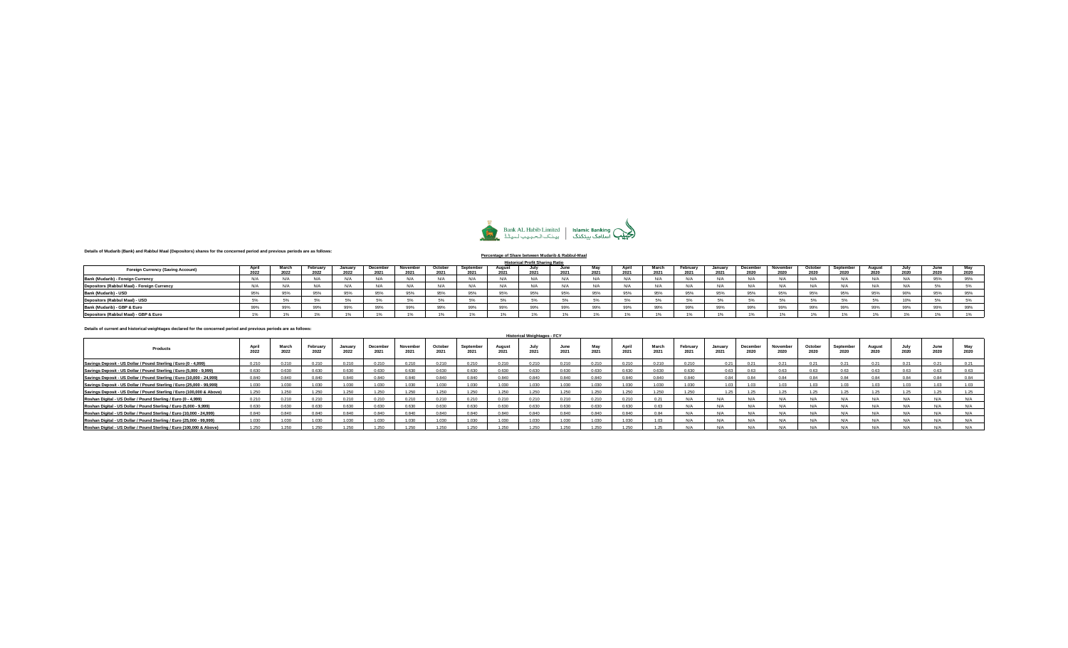Bank AL Habib Limited | Islamic Banking

Details of Mudarib (Bank) and Rabbul Maal (Depositors) shares for the concerned period and previous periods are as follows:

**Percentage of Share between Mudarib & Rabbul-Maal**

**Historical Profit Sharing Ratio**

| Foreign Currency (Saving Account) | April 2022 | March 2022 | February 2022 | January 2022 | December 2021 | November 2021 | October 2021 | September 2021 | August 2021 | July 2021 | June 2021 | May 2021 | April 2021 | March 2021 | February 2021 | January 2021 | December 2020 | November 2020 | October 2020 | September 2020 | August 2020 | July 2020 | June 2020 | May 2020 |
|---|---|---|---|---|---|---|---|---|---|---|---|---|---|---|---|---|---|---|---|---|---|---|---|---|
| Bank (Mudarib) - Foreign Currency | N/A | N/A | N/A | N/A | N/A | N/A | N/A | N/A | N/A | N/A | N/A | N/A | N/A | N/A | N/A | N/A | N/A | N/A | N/A | N/A | N/A | N/A | 95% | 95% |
| Depositors (Rabbul Maal) - Foreign Currency | N/A | N/A | N/A | N/A | N/A | N/A | N/A | N/A | N/A | N/A | N/A | N/A | N/A | N/A | N/A | N/A | N/A | N/A | N/A | N/A | N/A | N/A | 5% | 5% |
| Bank (Mudarib) - USD | 95% | 95% | 95% | 95% | 95% | 95% | 95% | 95% | 95% | 95% | 95% | 95% | 95% | 95% | 95% | 95% | 95% | 95% | 95% | 95% | 95% | 90% | 95% | 95% |
| Depositors (Rabbul Maal) - USD | 5% | 5% | 5% | 5% | 5% | 5% | 5% | 5% | 5% | 5% | 5% | 5% | 5% | 5% | 5% | 5% | 5% | 5% | 5% | 5% | 5% | 10% | 5% | 5% |
| Bank (Mudarib) - GBP & Euro | 99% | 99% | 99% | 99% | 99% | 99% | 99% | 99% | 99% | 99% | 99% | 99% | 99% | 99% | 99% | 99% | 99% | 99% | 99% | 99% | 99% | 99% | 99% | 99% |
| Depositors (Rabbul Maal) - GBP & Euro | 1% | 1% | 1% | 1% | 1% | 1% | 1% | 1% | 1% | 1% | 1% | 1% | 1% | 1% | 1% | 1% | 1% | 1% | 1% | 1% | 1% | 1% | 1% | 1% |

Details of current and historical weightages declared for the concerned period and previous periods are as follows:

**Historical Weightages - FCY**

| Products | April 2022 | March 2022 | February 2022 | January 2022 | December 2021 | November 2021 | October 2021 | September 2021 | August 2021 | July 2021 | June 2021 | May 2021 | April 2021 | March 2021 | February 2021 | January 2021 | December 2020 | November 2020 | October 2020 | September 2020 | August 2020 | July 2020 | June 2020 | May 2020 |
|---|---|---|---|---|---|---|---|---|---|---|---|---|---|---|---|---|---|---|---|---|---|---|---|---|
| Savings Deposit - US Dollar / Pound Sterling / Euro (0 - 4,999) | 0.210 | 0.210 | 0.210 | 0.210 | 0.210 | 0.210 | 0.210 | 0.210 | 0.210 | 0.210 | 0.210 | 0.210 | 0.210 | 0.210 | 0.210 | 0.21 | 0.21 | 0.21 | 0.21 | 0.21 | 0.21 | 0.21 | 0.21 | 0.21 |
| Savings Deposit - US Dollar / Pound Sterling / Euro (5,000 - 9,999) | 0.630 | 0.630 | 0.630 | 0.630 | 0.630 | 0.630 | 0.630 | 0.630 | 0.630 | 0.630 | 0.630 | 0.630 | 0.630 | 0.630 | 0.630 | 0.63 | 0.63 | 0.63 | 0.63 | 0.63 | 0.63 | 0.63 | 0.63 | 0.63 |
| Savings Deposit - US Dollar / Pound Sterling / Euro (10,000 - 24,999) | 0.840 | 0.840 | 0.840 | 0.840 | 0.840 | 0.840 | 0.840 | 0.840 | 0.840 | 0.840 | 0.840 | 0.840 | 0.840 | 0.840 | 0.840 | 0.84 | 0.84 | 0.84 | 0.84 | 0.84 | 0.84 | 0.84 | 0.84 | 0.84 |
| Savings Deposit - US Dollar / Pound Sterling / Euro (25,000 - 99,999) | 1.030 | 1.030 | 1.030 | 1.030 | 1.030 | 1.030 | 1.030 | 1.030 | 1.030 | 1.030 | 1.030 | 1.030 | 1.030 | 1.030 | 1.030 | 1.03 | 1.03 | 1.03 | 1.03 | 1.03 | 1.03 | 1.03 | 1.03 | 1.03 |
| Savings Deposit - US Dollar / Pound Sterling / Euro (100,000 & Above) | 1.250 | 1.250 | 1.250 | 1.250 | 1.250 | 1.250 | 1.250 | 1.250 | 1.250 | 1.250 | 1.250 | 1.250 | 1.250 | 1.250 | 1.250 | 1.25 | 1.25 | 1.25 | 1.25 | 1.25 | 1.25 | 1.25 | 1.25 | 1.25 |
| Roshan Digital - US Dollar / Pound Sterling / Euro (0 - 4,999) | 0.210 | 0.210 | 0.210 | 0.210 | 0.210 | 0.210 | 0.210 | 0.210 | 0.210 | 0.210 | 0.210 | 0.210 | 0.210 | 0.21 | N/A | N/A | N/A | N/A | N/A | N/A | N/A | N/A | N/A | N/A |
| Roshan Digital - US Dollar / Pound Sterling / Euro (5,000 - 9,999) | 0.630 | 0.630 | 0.630 | 0.630 | 0.630 | 0.630 | 0.630 | 0.630 | 0.630 | 0.630 | 0.630 | 0.630 | 0.630 | 0.63 | N/A | N/A | N/A | N/A | N/A | N/A | N/A | N/A | N/A | N/A |
| Roshan Digital - US Dollar / Pound Sterling / Euro (10,000 - 24,999) | 0.840 | 0.840 | 0.840 | 0.840 | 0.840 | 0.840 | 0.840 | 0.840 | 0.840 | 0.840 | 0.840 | 0.840 | 0.840 | 0.84 | N/A | N/A | N/A | N/A | N/A | N/A | N/A | N/A | N/A | N/A |
| Roshan Digital - US Dollar / Pound Sterling / Euro (25,000 - 99,999) | 1.030 | 1.030 | 1.030 | 1.030 | 1.030 | 1.030 | 1.030 | 1.030 | 1.030 | 1.030 | 1.030 | 1.030 | 1.030 | 1.03 | N/A | N/A | N/A | N/A | N/A | N/A | N/A | N/A | N/A | N/A |
| Roshan Digital - US Dollar / Pound Sterling / Euro (100,000 & Above) | 1.250 | 1.250 | 1.250 | 1.250 | 1.250 | 1.250 | 1.250 | 1.250 | 1.250 | 1.250 | 1.250 | 1.250 | 1.250 | 1.25 | N/A | N/A | N/A | N/A | N/A | N/A | N/A | N/A | N/A | N/A |